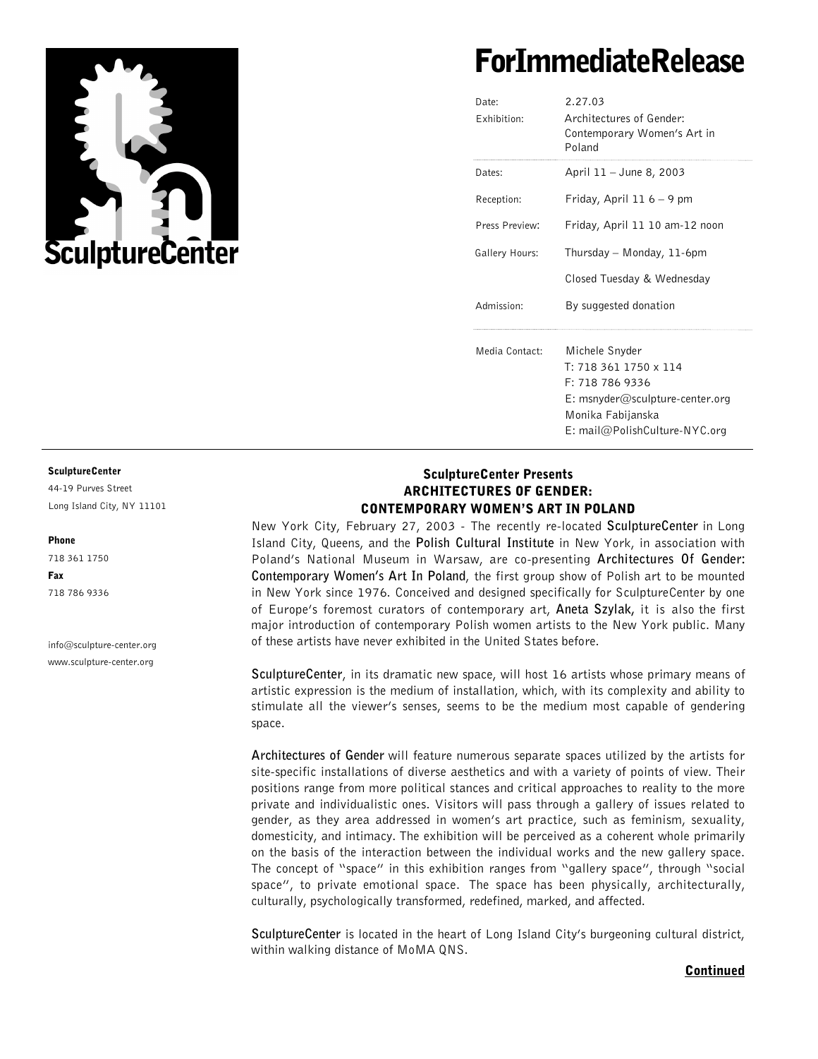SculptureCenter

# ForImmediateRelease

| | |
|---|---|
| Date: | 2.27.03 |
| Exhibition: | Architectures of Gender: Contemporary Women's Art in Poland |
| Dates: | April 11 – June 8, 2003 |
| Reception: | Friday, April 11 6 – 9 pm |
| Press Preview: | Friday, April 11 10 am-12 noon |
| Gallery Hours: | Thursday – Monday, 11-6pm |
| | Closed Tuesday & Wednesday |
| Admission: | By suggested donation |
| Media Contact: | Michele Snyder<br>T: 718 361 1750 x 114<br>F: 718 786 9336<br>E: msnyder@sculpture-center.org<br>Monika Fabijanska<br>E: mail@PolishCulture-NYC.org |

**SculptureCenter**
44-19 Purves Street
Long Island City, NY 11101

**Phone**
718 361 1750

**Fax**
718 786 9336

info@sculpture-center.org
www.sculpture-center.org

## SculptureCenter Presents ARCHITECTURES OF GENDER: CONTEMPORARY WOMEN'S ART IN POLAND

New York City, February 27, 2003 - The recently re-located **SculptureCenter** in Long Island City, Queens, and the **Polish Cultural Institute** in New York, in association with Poland's National Museum in Warsaw, are co-presenting **Architectures Of Gender: Contemporary Women's Art In Poland**, the first group show of Polish art to be mounted in New York since 1976. Conceived and designed specifically for SculptureCenter by one of Europe's foremost curators of contemporary art, **Aneta Szylak,** it is also the first major introduction of contemporary Polish women artists to the New York public. Many of these artists have never exhibited in the United States before.

**SculptureCenter**, in its dramatic new space, will host 16 artists whose primary means of artistic expression is the medium of installation, which, with its complexity and ability to stimulate all the viewer's senses, seems to be the medium most capable of gendering space.

**Architectures of Gender** will feature numerous separate spaces utilized by the artists for site-specific installations of diverse aesthetics and with a variety of points of view. Their positions range from more political stances and critical approaches to reality to the more private and individualistic ones. Visitors will pass through a gallery of issues related to gender, as they area addressed in women's art practice, such as feminism, sexuality, domesticity, and intimacy. The exhibition will be perceived as a coherent whole primarily on the basis of the interaction between the individual works and the new gallery space. The concept of "space" in this exhibition ranges from "gallery space", through "social space", to private emotional space. The space has been physically, architecturally, culturally, psychologically transformed, redefined, marked, and affected.

**SculptureCenter** is located in the heart of Long Island City's burgeoning cultural district, within walking distance of MoMA QNS.

**Continued**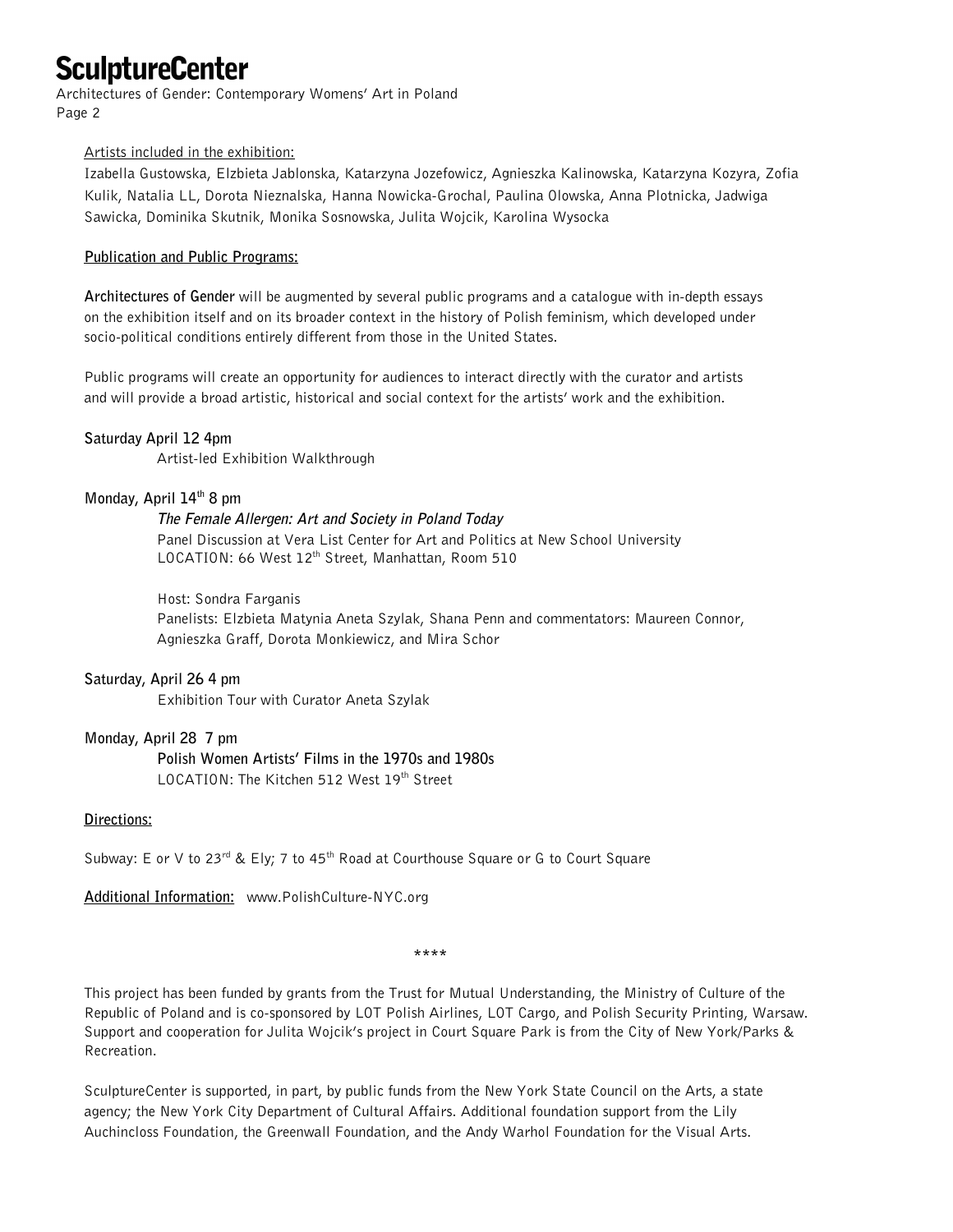Artists included in the exhibition:

Izabella Gustowska, Elzbieta Jablonska, Katarzyna Jozefowicz, Agnieszka Kalinowska, Katarzyna Kozyra, Zofia Kulik, Natalia LL, Dorota Nieznalska, Hanna Nowicka-Grochal, Paulina Olowska, Anna Plotnicka, Jadwiga Sawicka, Dominika Skutnik, Monika Sosnowska, Julita Wojcik, Karolina Wysocka

**Publication and Public Programs:**

**Architectures of Gender** will be augmented by several public programs and a catalogue with in-depth essays on the exhibition itself and on its broader context in the history of Polish feminism, which developed under socio-political conditions entirely different from those in the United States.

Public programs will create an opportunity for audiences to interact directly with the curator and artists and will provide a broad artistic, historical and social context for the artists' work and the exhibition.

**Saturday April 12 4pm**

Artist-led Exhibition Walkthrough

**Monday, April 14th 8 pm**

***The Female Allergen: Art and Society in Poland Today***

Panel Discussion at Vera List Center for Art and Politics at New School University
LOCATION: 66 West 12th Street, Manhattan, Room 510

Host: Sondra Farganis
Panelists: Elzbieta Matynia Aneta Szylak, Shana Penn and commentators: Maureen Connor, Agnieszka Graff, Dorota Monkiewicz, and Mira Schor

**Saturday, April 26 4 pm**

Exhibition Tour with Curator Aneta Szylak

**Monday, April 28 7 pm**

**Polish Women Artists' Films in the 1970s and 1980s**

LOCATION: The Kitchen 512 West 19th Street

**Directions:**

Subway: E or V to 23rd & Ely; 7 to 45th Road at Courthouse Square or G to Court Square

**Additional Information:** www.PolishCulture-NYC.org

****

This project has been funded by grants from the Trust for Mutual Understanding, the Ministry of Culture of the Republic of Poland and is co-sponsored by LOT Polish Airlines, LOT Cargo, and Polish Security Printing, Warsaw. Support and cooperation for Julita Wojcik's project in Court Square Park is from the City of New York/Parks & Recreation.

SculptureCenter is supported, in part, by public funds from the New York State Council on the Arts, a state agency; the New York City Department of Cultural Affairs. Additional foundation support from the Lily Auchincloss Foundation, the Greenwall Foundation, and the Andy Warhol Foundation for the Visual Arts.